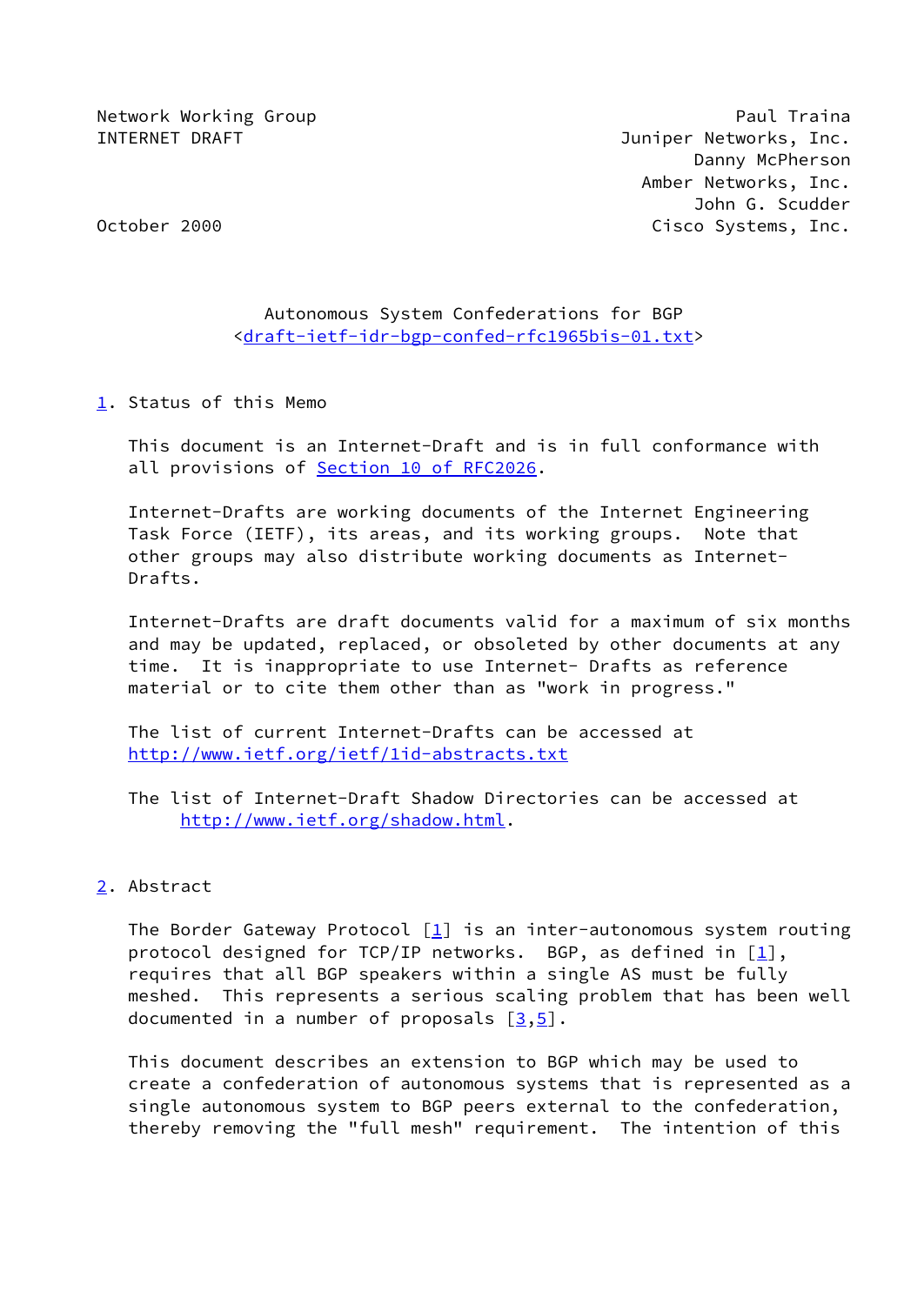Network Working Group — Paul Traina, Juniper Networks, Inc.
INTERNET DRAFT — Danny McPherson, Amber Networks, Inc.
October 2000 — John G. Scudder, Cisco Systems, Inc.

# Autonomous System Confederations for BGP

<draft-ietf-idr-bgp-confed-rfc1965bis-01.txt>

## 1. Status of this Memo

This document is an Internet-Draft and is in full conformance with all provisions of Section 10 of RFC2026.

Internet-Drafts are working documents of the Internet Engineering Task Force (IETF), its areas, and its working groups. Note that other groups may also distribute working documents as Internet-Drafts.

Internet-Drafts are draft documents valid for a maximum of six months and may be updated, replaced, or obsoleted by other documents at any time. It is inappropriate to use Internet- Drafts as reference material or to cite them other than as "work in progress."

The list of current Internet-Drafts can be accessed at http://www.ietf.org/ietf/1id-abstracts.txt

The list of Internet-Draft Shadow Directories can be accessed at http://www.ietf.org/shadow.html.

## 2. Abstract

The Border Gateway Protocol [1] is an inter-autonomous system routing protocol designed for TCP/IP networks. BGP, as defined in [1], requires that all BGP speakers within a single AS must be fully meshed. This represents a serious scaling problem that has been well documented in a number of proposals [3,5].

This document describes an extension to BGP which may be used to create a confederation of autonomous systems that is represented as a single autonomous system to BGP peers external to the confederation, thereby removing the "full mesh" requirement. The intention of this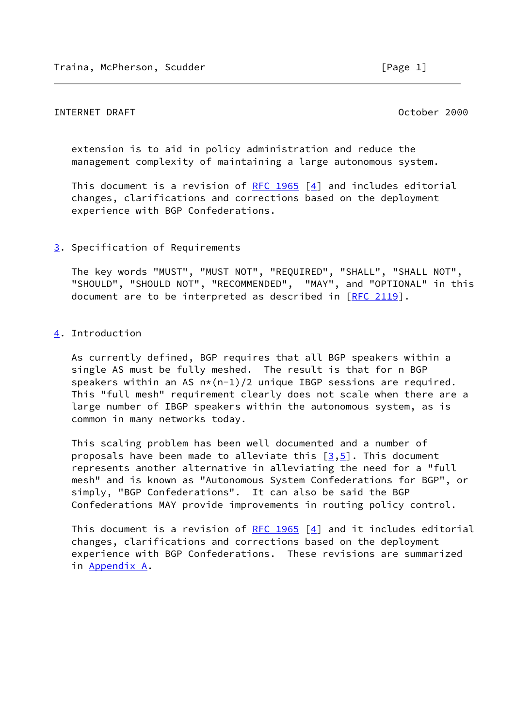extension is to aid in policy administration and reduce the management complexity of maintaining a large autonomous system.

This document is a revision of RFC 1965 [4] and includes editorial changes, clarifications and corrections based on the deployment experience with BGP Confederations.

## 3. Specification of Requirements

The key words "MUST", "MUST NOT", "REQUIRED", "SHALL", "SHALL NOT", "SHOULD", "SHOULD NOT", "RECOMMENDED", "MAY", and "OPTIONAL" in this document are to be interpreted as described in [RFC 2119].

## 4. Introduction

As currently defined, BGP requires that all BGP speakers within a single AS must be fully meshed. The result is that for n BGP speakers within an AS $n*(n-1)/2$ unique IBGP sessions are required. This "full mesh" requirement clearly does not scale when there are a large number of IBGP speakers within the autonomous system, as is common in many networks today.

This scaling problem has been well documented and a number of proposals have been made to alleviate this [3,5]. This document represents another alternative in alleviating the need for a "full mesh" and is known as "Autonomous System Confederations for BGP", or simply, "BGP Confederations". It can also be said the BGP Confederations MAY provide improvements in routing policy control.

This document is a revision of RFC 1965 [4] and it includes editorial changes, clarifications and corrections based on the deployment experience with BGP Confederations. These revisions are summarized in Appendix A.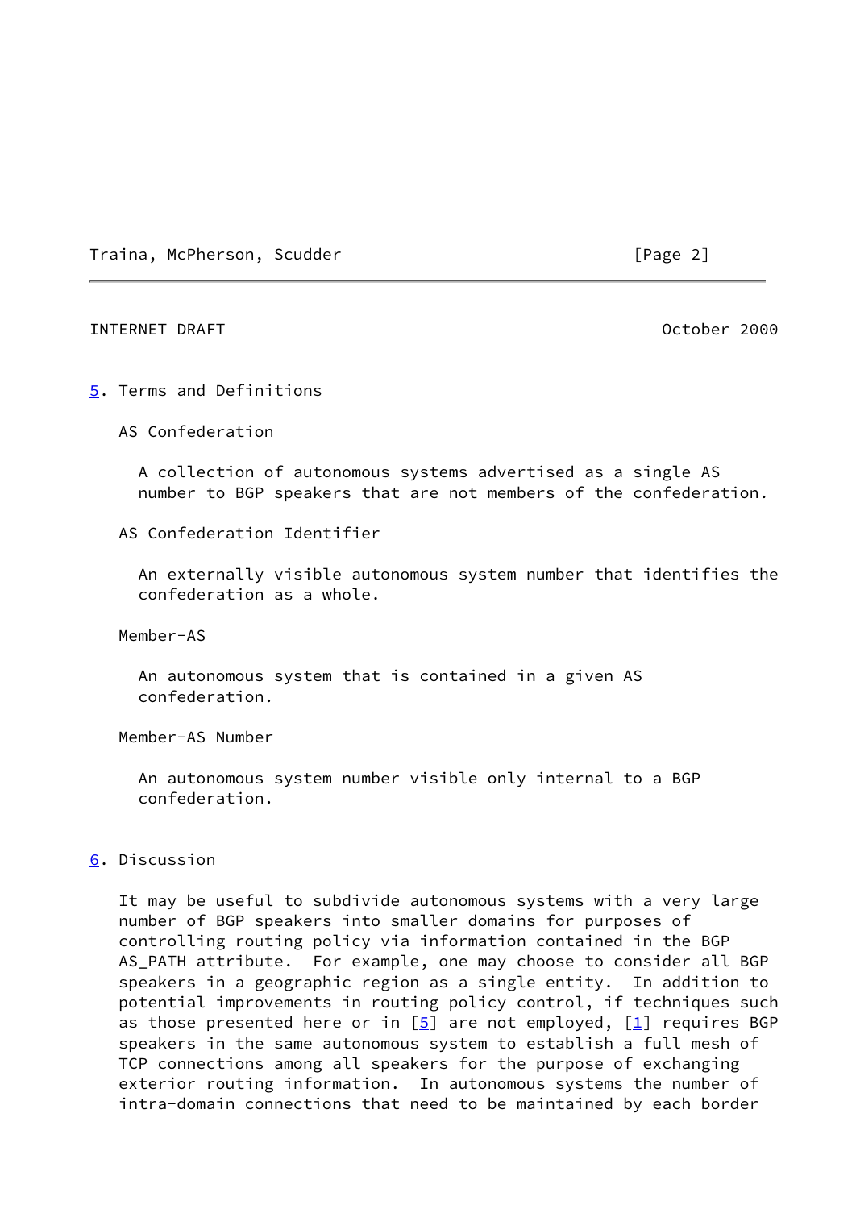## 5. Terms and Definitions

AS Confederation

A collection of autonomous systems advertised as a single AS number to BGP speakers that are not members of the confederation.

AS Confederation Identifier

An externally visible autonomous system number that identifies the confederation as a whole.

Member-AS

An autonomous system that is contained in a given AS confederation.

Member-AS Number

An autonomous system number visible only internal to a BGP confederation.

## 6. Discussion

It may be useful to subdivide autonomous systems with a very large number of BGP speakers into smaller domains for purposes of controlling routing policy via information contained in the BGP AS_PATH attribute. For example, one may choose to consider all BGP speakers in a geographic region as a single entity. In addition to potential improvements in routing policy control, if techniques such as those presented here or in [5] are not employed, [1] requires BGP speakers in the same autonomous system to establish a full mesh of TCP connections among all speakers for the purpose of exchanging exterior routing information. In autonomous systems the number of intra-domain connections that need to be maintained by each border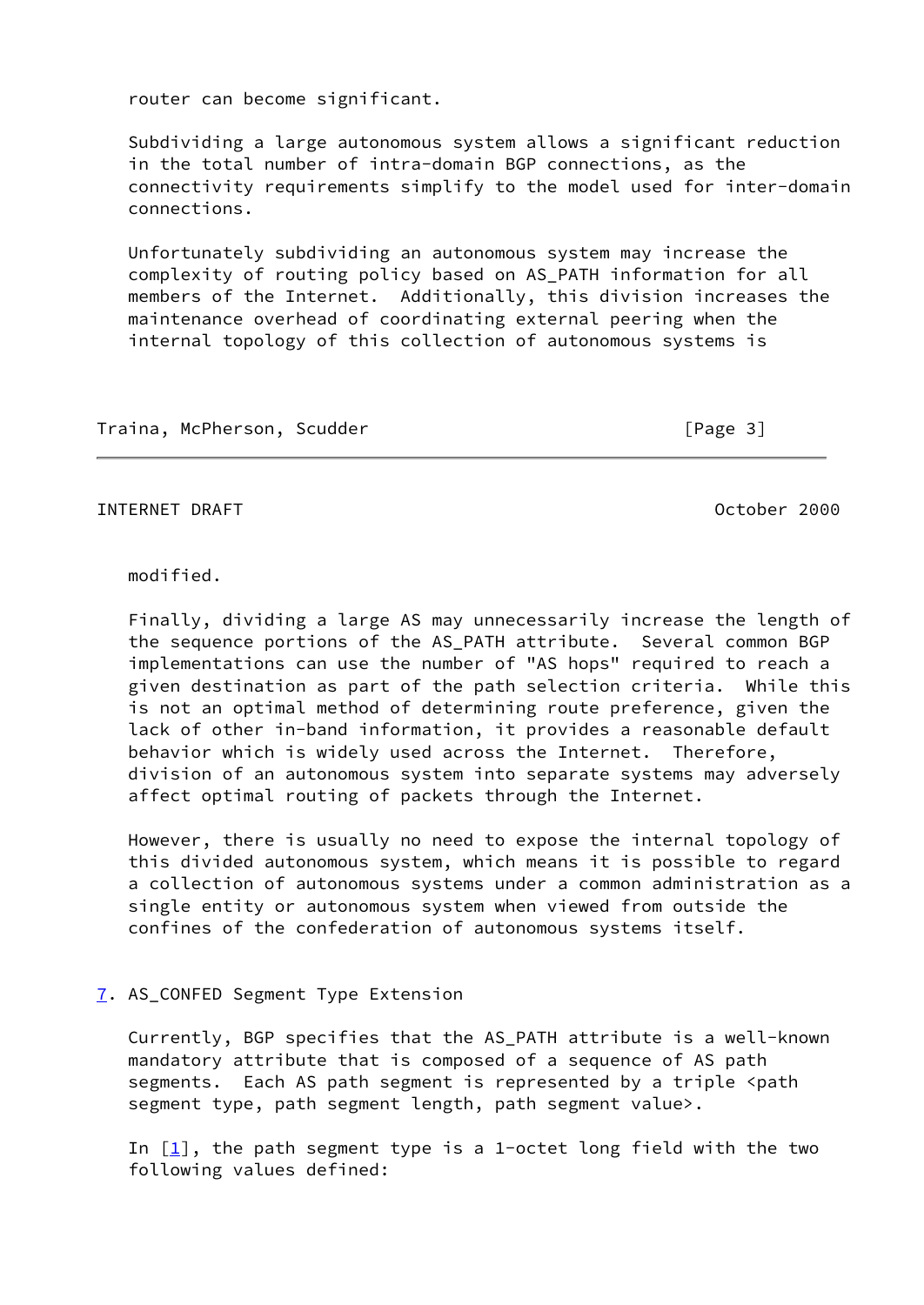router can become significant.

Subdividing a large autonomous system allows a significant reduction in the total number of intra-domain BGP connections, as the connectivity requirements simplify to the model used for inter-domain connections.

Unfortunately subdividing an autonomous system may increase the complexity of routing policy based on AS_PATH information for all members of the Internet. Additionally, this division increases the maintenance overhead of coordinating external peering when the internal topology of this collection of autonomous systems is modified.

Finally, dividing a large AS may unnecessarily increase the length of the sequence portions of the AS_PATH attribute. Several common BGP implementations can use the number of "AS hops" required to reach a given destination as part of the path selection criteria. While this is not an optimal method of determining route preference, given the lack of other in-band information, it provides a reasonable default behavior which is widely used across the Internet. Therefore, division of an autonomous system into separate systems may adversely affect optimal routing of packets through the Internet.

However, there is usually no need to expose the internal topology of this divided autonomous system, which means it is possible to regard a collection of autonomous systems under a common administration as a single entity or autonomous system when viewed from outside the confines of the confederation of autonomous systems itself.

## 7. AS_CONFED Segment Type Extension

Currently, BGP specifies that the AS_PATH attribute is a well-known mandatory attribute that is composed of a sequence of AS path segments. Each AS path segment is represented by a triple <path segment type, path segment length, path segment value>.

In [1], the path segment type is a 1-octet long field with the two following values defined: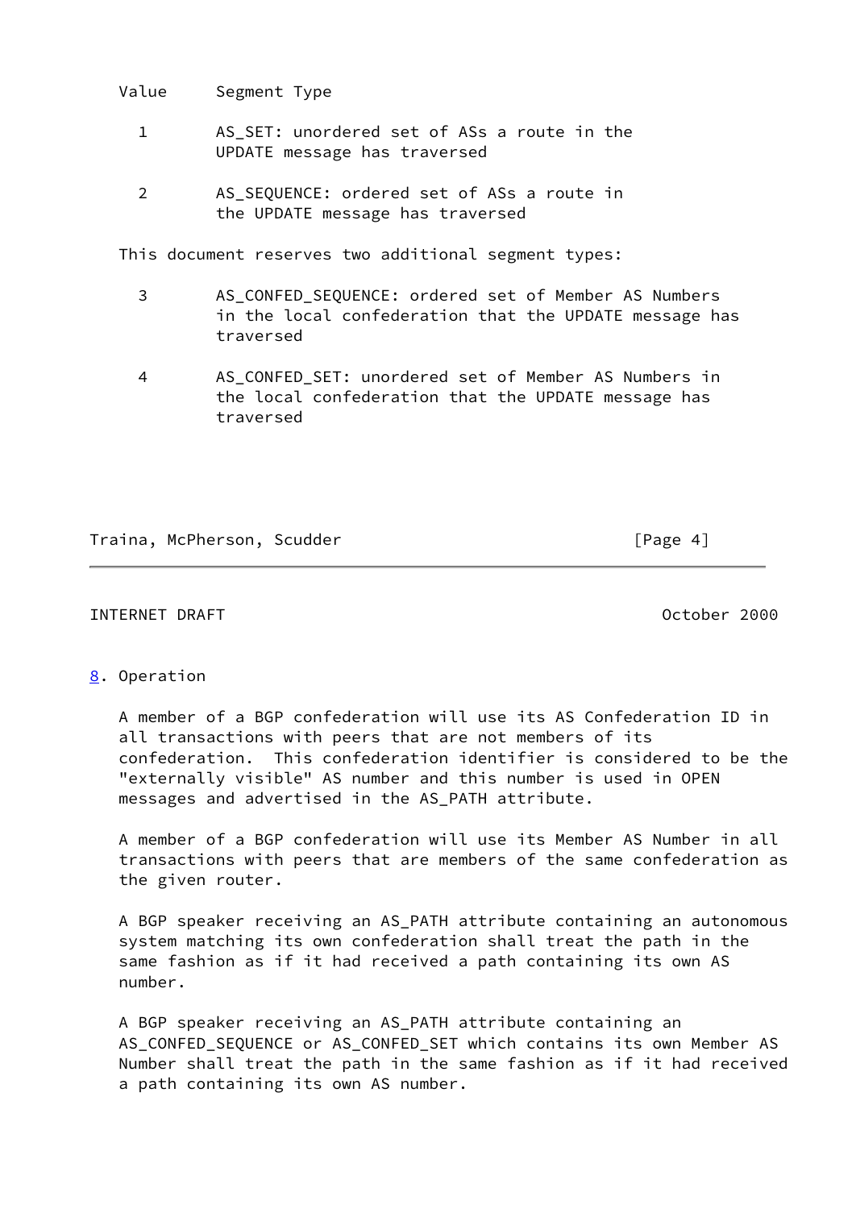| Value | Segment Type |
| --- | --- |
| 1 | AS_SET: unordered set of ASs a route in the UPDATE message has traversed |
| 2 | AS_SEQUENCE: ordered set of ASs a route in the UPDATE message has traversed |

This document reserves two additional segment types:

| Value | Segment Type |
| --- | --- |
| 3 | AS_CONFED_SEQUENCE: ordered set of Member AS Numbers in the local confederation that the UPDATE message has traversed |
| 4 | AS_CONFED_SET: unordered set of Member AS Numbers in the local confederation that the UPDATE message has traversed |

## 8. Operation

A member of a BGP confederation will use its AS Confederation ID in all transactions with peers that are not members of its confederation. This confederation identifier is considered to be the "externally visible" AS number and this number is used in OPEN messages and advertised in the AS_PATH attribute.

A member of a BGP confederation will use its Member AS Number in all transactions with peers that are members of the same confederation as the given router.

A BGP speaker receiving an AS_PATH attribute containing an autonomous system matching its own confederation shall treat the path in the same fashion as if it had received a path containing its own AS number.

A BGP speaker receiving an AS_PATH attribute containing an AS_CONFED_SEQUENCE or AS_CONFED_SET which contains its own Member AS Number shall treat the path in the same fashion as if it had received a path containing its own AS number.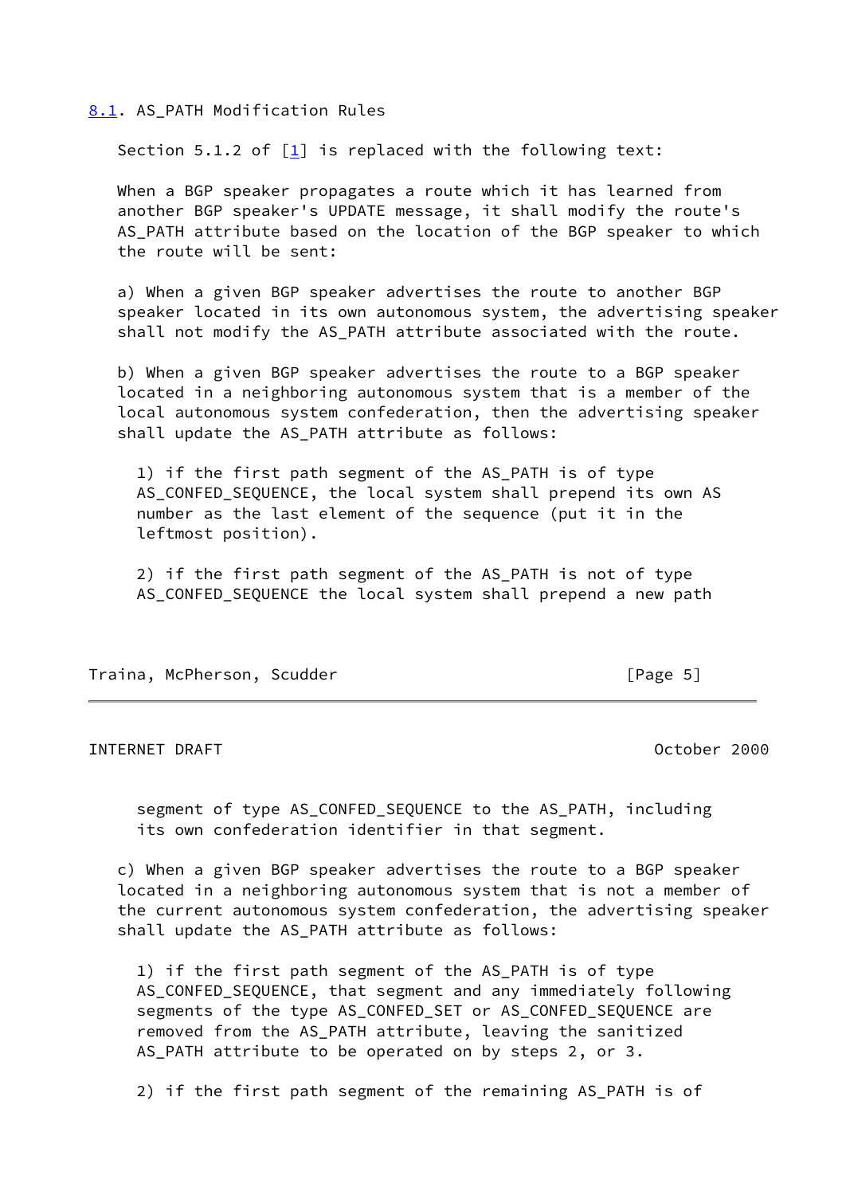## 8.1. AS_PATH Modification Rules

Section 5.1.2 of [1] is replaced with the following text:

When a BGP speaker propagates a route which it has learned from another BGP speaker's UPDATE message, it shall modify the route's AS_PATH attribute based on the location of the BGP speaker to which the route will be sent:

a) When a given BGP speaker advertises the route to another BGP speaker located in its own autonomous system, the advertising speaker shall not modify the AS_PATH attribute associated with the route.

b) When a given BGP speaker advertises the route to a BGP speaker located in a neighboring autonomous system that is a member of the local autonomous system confederation, then the advertising speaker shall update the AS_PATH attribute as follows:

1) if the first path segment of the AS_PATH is of type AS_CONFED_SEQUENCE, the local system shall prepend its own AS number as the last element of the sequence (put it in the leftmost position).

2) if the first path segment of the AS_PATH is not of type AS_CONFED_SEQUENCE the local system shall prepend a new path segment of type AS_CONFED_SEQUENCE to the AS_PATH, including its own confederation identifier in that segment.

c) When a given BGP speaker advertises the route to a BGP speaker located in a neighboring autonomous system that is not a member of the current autonomous system confederation, the advertising speaker shall update the AS_PATH attribute as follows:

1) if the first path segment of the AS_PATH is of type AS_CONFED_SEQUENCE, that segment and any immediately following segments of the type AS_CONFED_SET or AS_CONFED_SEQUENCE are removed from the AS_PATH attribute, leaving the sanitized AS_PATH attribute to be operated on by steps 2, or 3.

2) if the first path segment of the remaining AS_PATH is of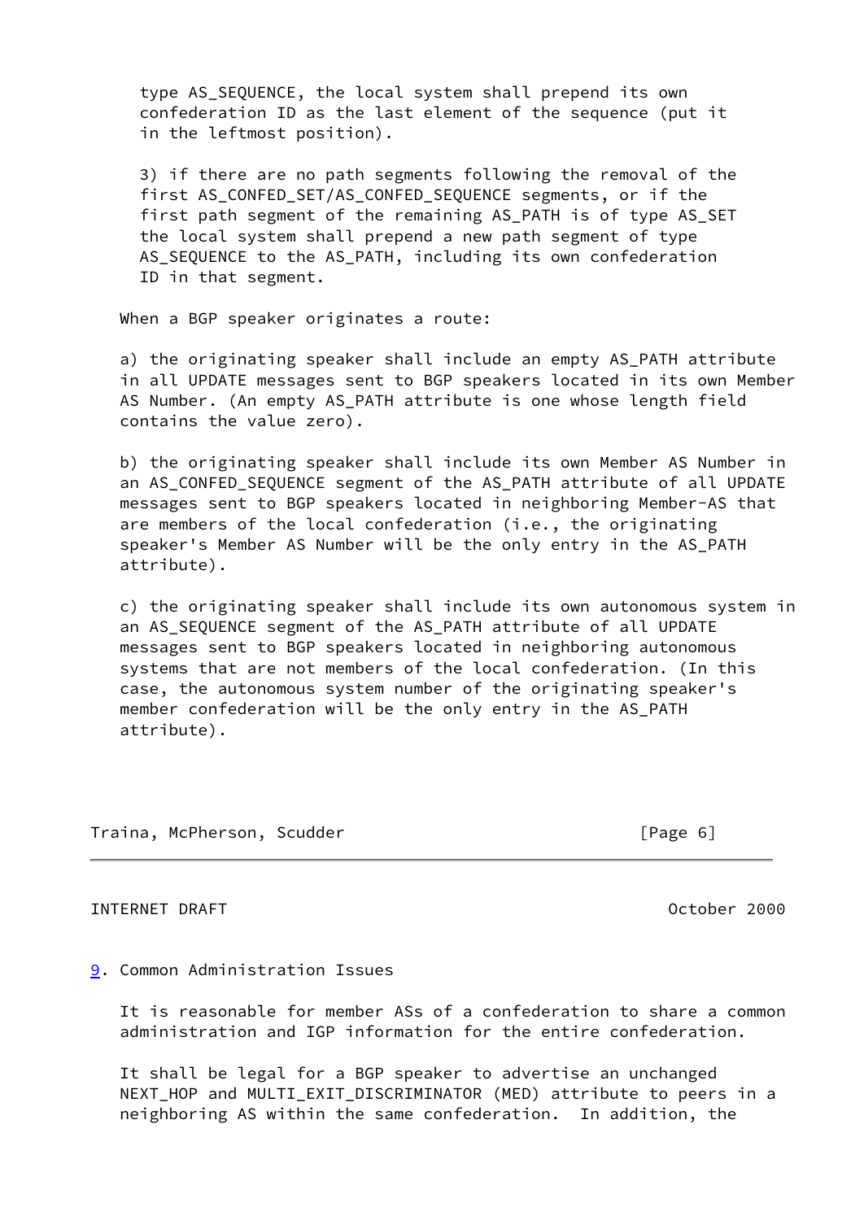type AS_SEQUENCE, the local system shall prepend its own confederation ID as the last element of the sequence (put it in the leftmost position).

3) if there are no path segments following the removal of the first AS_CONFED_SET/AS_CONFED_SEQUENCE segments, or if the first path segment of the remaining AS_PATH is of type AS_SET the local system shall prepend a new path segment of type AS_SEQUENCE to the AS_PATH, including its own confederation ID in that segment.

When a BGP speaker originates a route:

a) the originating speaker shall include an empty AS_PATH attribute in all UPDATE messages sent to BGP speakers located in its own Member AS Number. (An empty AS_PATH attribute is one whose length field contains the value zero).

b) the originating speaker shall include its own Member AS Number in an AS_CONFED_SEQUENCE segment of the AS_PATH attribute of all UPDATE messages sent to BGP speakers located in neighboring Member-AS that are members of the local confederation (i.e., the originating speaker's Member AS Number will be the only entry in the AS_PATH attribute).

c) the originating speaker shall include its own autonomous system in an AS_SEQUENCE segment of the AS_PATH attribute of all UPDATE messages sent to BGP speakers located in neighboring autonomous systems that are not members of the local confederation. (In this case, the autonomous system number of the originating speaker's member confederation will be the only entry in the AS_PATH attribute).

## 9. Common Administration Issues

It is reasonable for member ASs of a confederation to share a common administration and IGP information for the entire confederation.

It shall be legal for a BGP speaker to advertise an unchanged NEXT_HOP and MULTI_EXIT_DISCRIMINATOR (MED) attribute to peers in a neighboring AS within the same confederation. In addition, the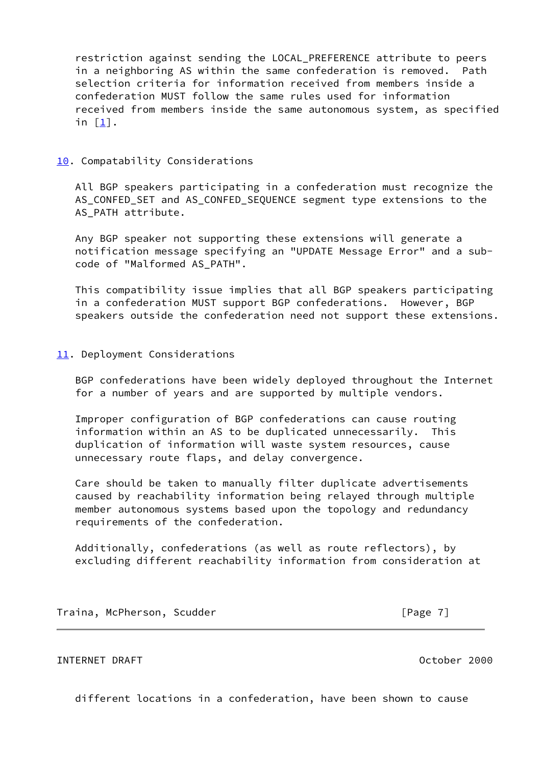restriction against sending the LOCAL_PREFERENCE attribute to peers in a neighboring AS within the same confederation is removed. Path selection criteria for information received from members inside a confederation MUST follow the same rules used for information received from members inside the same autonomous system, as specified in [1].

## 10. Compatability Considerations

All BGP speakers participating in a confederation must recognize the AS_CONFED_SET and AS_CONFED_SEQUENCE segment type extensions to the AS_PATH attribute.

Any BGP speaker not supporting these extensions will generate a notification message specifying an "UPDATE Message Error" and a sub-code of "Malformed AS_PATH".

This compatibility issue implies that all BGP speakers participating in a confederation MUST support BGP confederations. However, BGP speakers outside the confederation need not support these extensions.

## 11. Deployment Considerations

BGP confederations have been widely deployed throughout the Internet for a number of years and are supported by multiple vendors.

Improper configuration of BGP confederations can cause routing information within an AS to be duplicated unnecessarily. This duplication of information will waste system resources, cause unnecessary route flaps, and delay convergence.

Care should be taken to manually filter duplicate advertisements caused by reachability information being relayed through multiple member autonomous systems based upon the topology and redundancy requirements of the confederation.

Additionally, confederations (as well as route reflectors), by excluding different reachability information from consideration at different locations in a confederation, have been shown to cause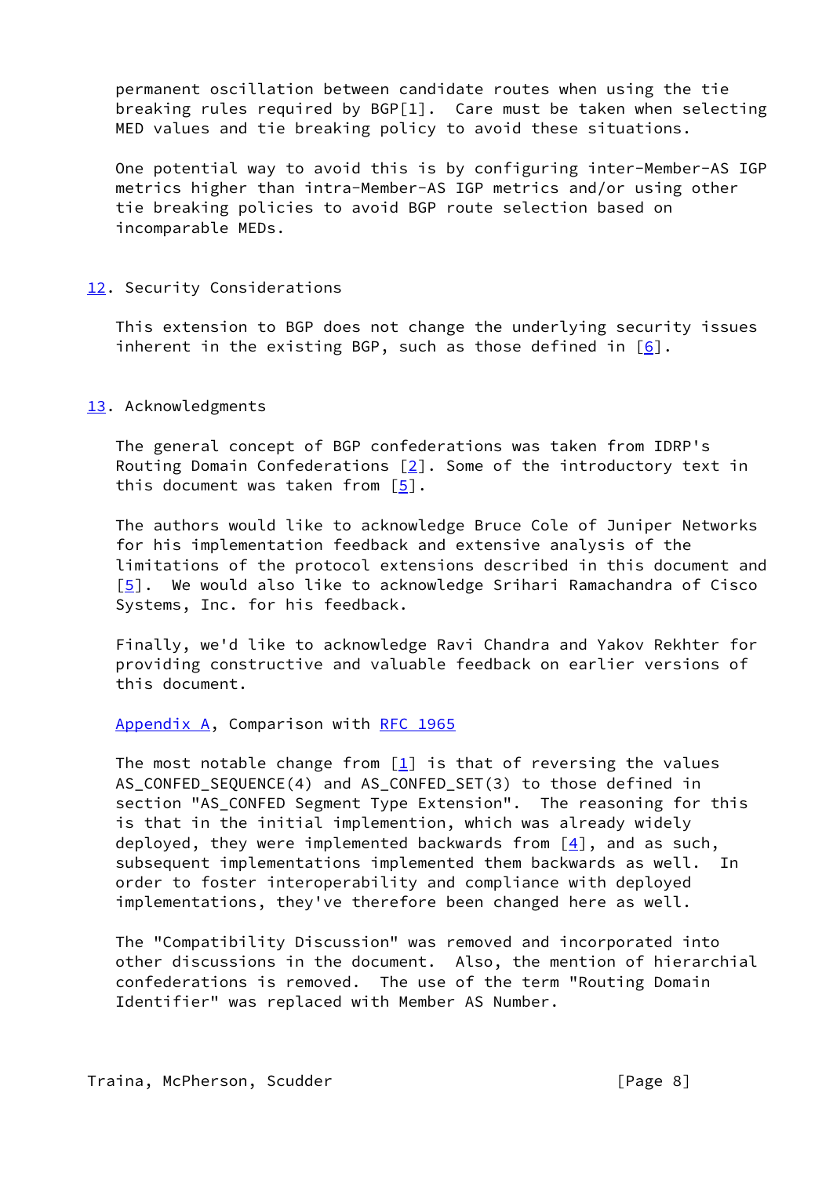permanent oscillation between candidate routes when using the tie breaking rules required by BGP[1]. Care must be taken when selecting MED values and tie breaking policy to avoid these situations.

One potential way to avoid this is by configuring inter-Member-AS IGP metrics higher than intra-Member-AS IGP metrics and/or using other tie breaking policies to avoid BGP route selection based on incomparable MEDs.

## 12. Security Considerations

This extension to BGP does not change the underlying security issues inherent in the existing BGP, such as those defined in [6].

## 13. Acknowledgments

The general concept of BGP confederations was taken from IDRP's Routing Domain Confederations [2]. Some of the introductory text in this document was taken from [5].

The authors would like to acknowledge Bruce Cole of Juniper Networks for his implementation feedback and extensive analysis of the limitations of the protocol extensions described in this document and [5]. We would also like to acknowledge Srihari Ramachandra of Cisco Systems, Inc. for his feedback.

Finally, we'd like to acknowledge Ravi Chandra and Yakov Rekhter for providing constructive and valuable feedback on earlier versions of this document.

## Appendix A, Comparison with RFC 1965

The most notable change from [1] is that of reversing the values AS_CONFED_SEQUENCE(4) and AS_CONFED_SET(3) to those defined in section "AS_CONFED Segment Type Extension". The reasoning for this is that in the initial implemention, which was already widely deployed, they were implemented backwards from [4], and as such, subsequent implementations implemented them backwards as well. In order to foster interoperability and compliance with deployed implementations, they've therefore been changed here as well.

The "Compatibility Discussion" was removed and incorporated into other discussions in the document. Also, the mention of hierarchial confederations is removed. The use of the term "Routing Domain Identifier" was replaced with Member AS Number.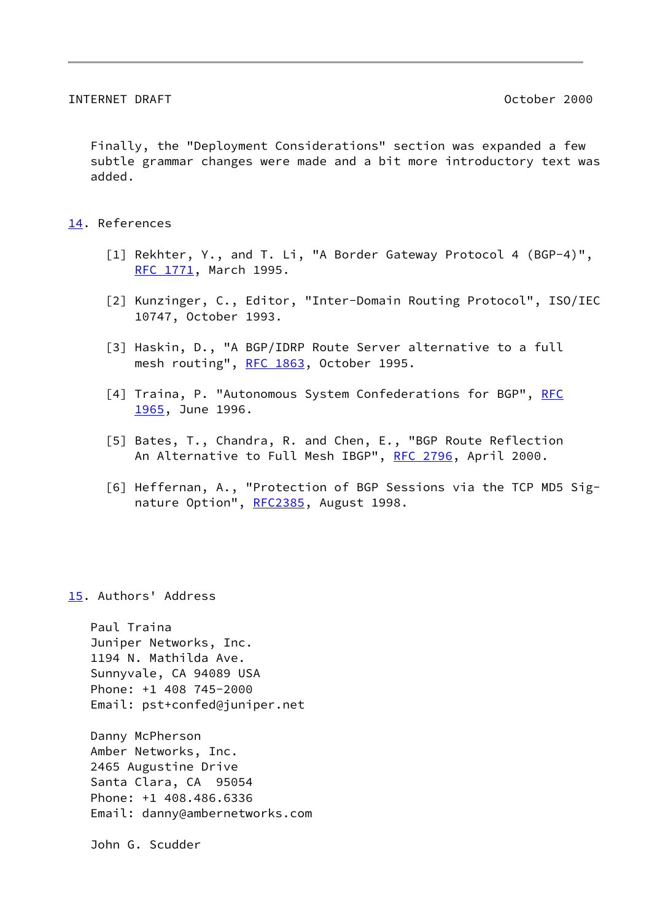Finally, the "Deployment Considerations" section was expanded a few subtle grammar changes were made and a bit more introductory text was added.

## 14. References

[1] Rekhter, Y., and T. Li, "A Border Gateway Protocol 4 (BGP-4)", RFC 1771, March 1995.

[2] Kunzinger, C., Editor, "Inter-Domain Routing Protocol", ISO/IEC 10747, October 1993.

[3] Haskin, D., "A BGP/IDRP Route Server alternative to a full mesh routing", RFC 1863, October 1995.

[4] Traina, P. "Autonomous System Confederations for BGP", RFC 1965, June 1996.

[5] Bates, T., Chandra, R. and Chen, E., "BGP Route Reflection An Alternative to Full Mesh IBGP", RFC 2796, April 2000.

[6] Heffernan, A., "Protection of BGP Sessions via the TCP MD5 Signature Option", RFC2385, August 1998.

## 15. Authors' Address

Paul Traina
Juniper Networks, Inc.
1194 N. Mathilda Ave.
Sunnyvale, CA 94089 USA
Phone: +1 408 745-2000
Email: pst+confed@juniper.net

Danny McPherson
Amber Networks, Inc.
2465 Augustine Drive
Santa Clara, CA  95054
Phone: +1 408.486.6336
Email: danny@ambernetworks.com

John G. Scudder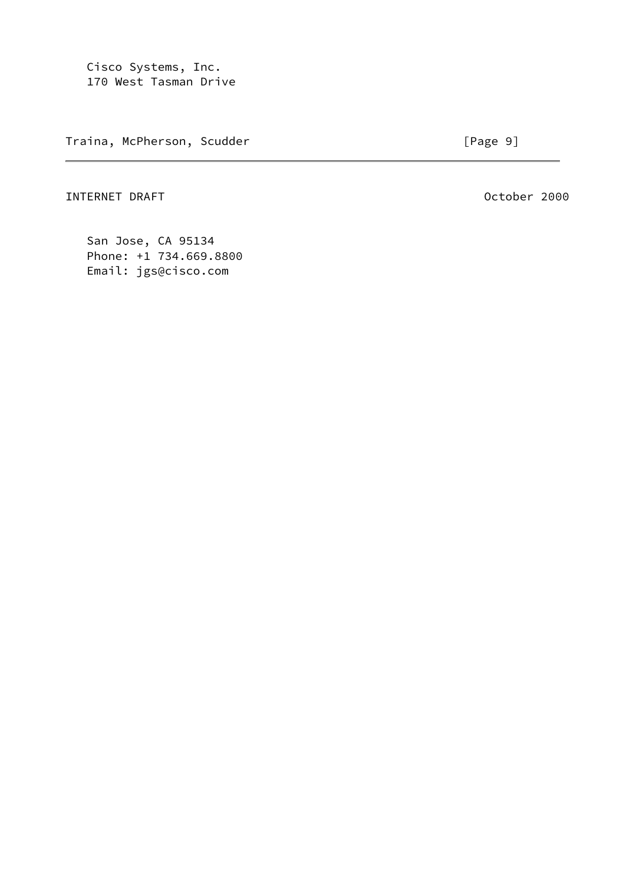Cisco Systems, Inc.
170 West Tasman Drive
San Jose, CA 95134
Phone: +1 734.669.8800
Email: jgs@cisco.com